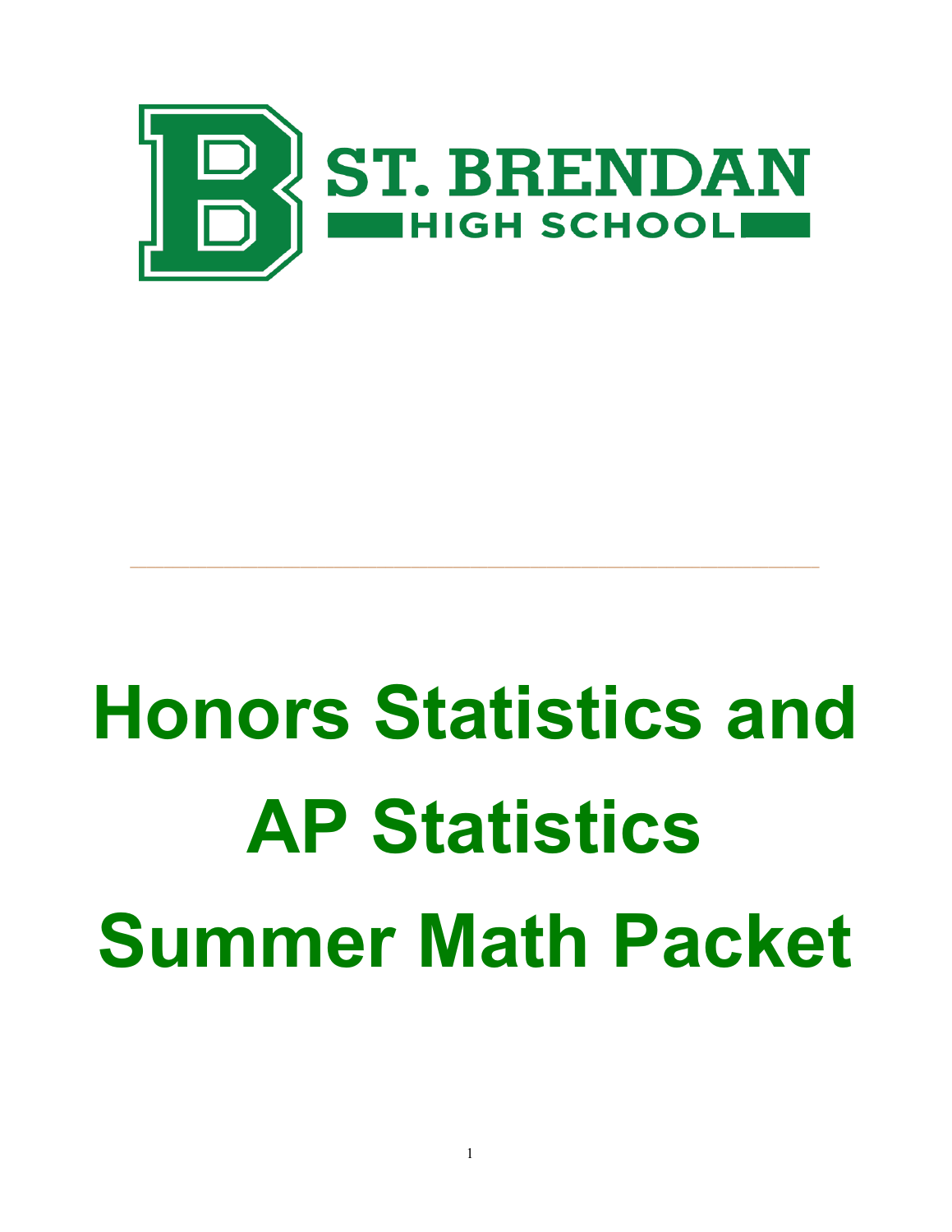ST. BRENDAN

HIGH SCHOOL

---

# Honors Statistics and AP Statistics Summer Math Packet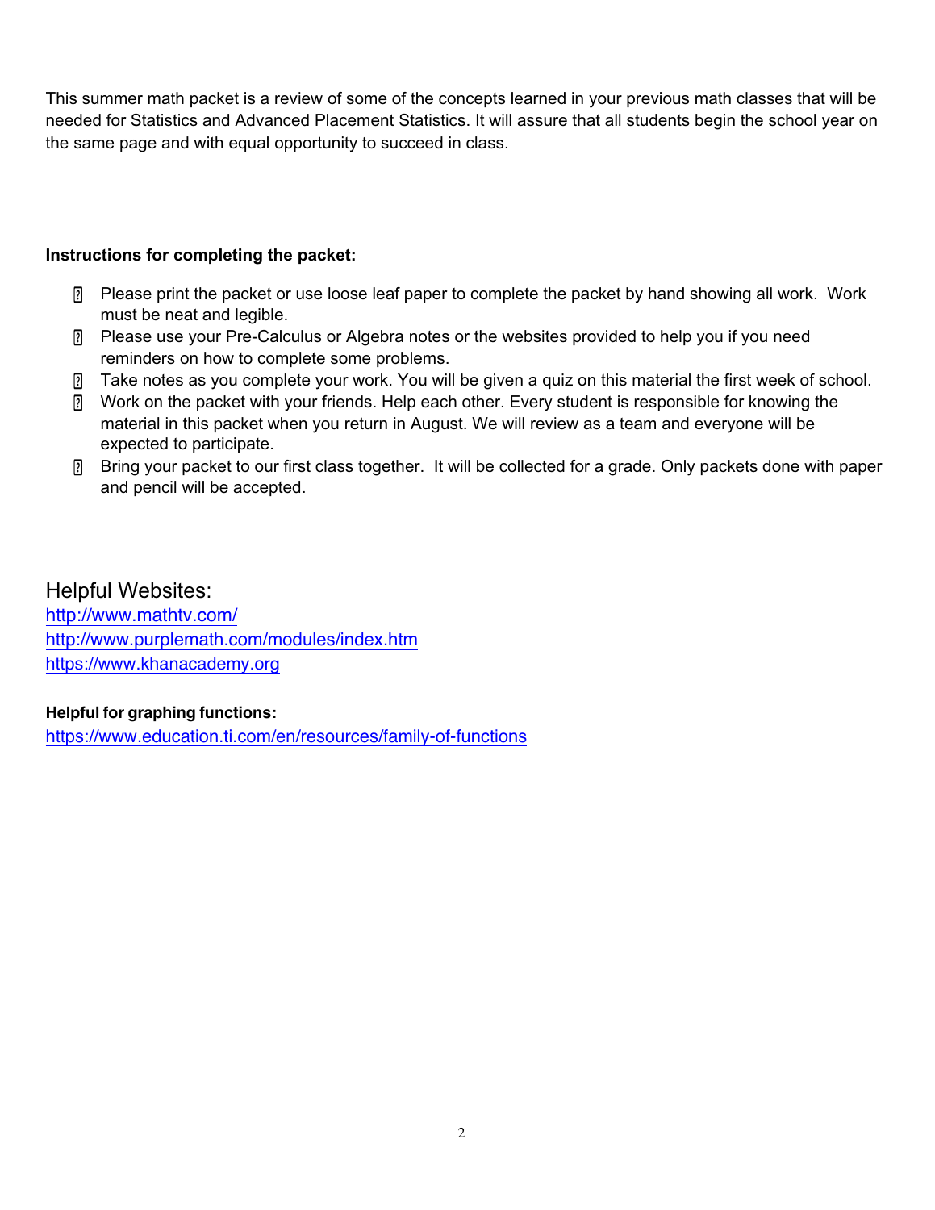This summer math packet is a review of some of the concepts learned in your previous math classes that will be needed for Statistics and Advanced Placement Statistics. It will assure that all students begin the school year on the same page and with equal opportunity to succeed in class.

**Instructions for completing the packet:**

- Please print the packet or use loose leaf paper to complete the packet by hand showing all work. Work must be neat and legible.
- Please use your Pre-Calculus or Algebra notes or the websites provided to help you if you need reminders on how to complete some problems.
- Take notes as you complete your work. You will be given a quiz on this material the first week of school.
- Work on the packet with your friends. Help each other. Every student is responsible for knowing the material in this packet when you return in August. We will review as a team and everyone will be expected to participate.
- Bring your packet to our first class together. It will be collected for a grade. Only packets done with paper and pencil will be accepted.

## Helpful Websites:

http://www.mathtv.com/
http://www.purplemath.com/modules/index.htm
https://www.khanacademy.org

**Helpful for graphing functions:**
https://www.education.ti.com/en/resources/family-of-functions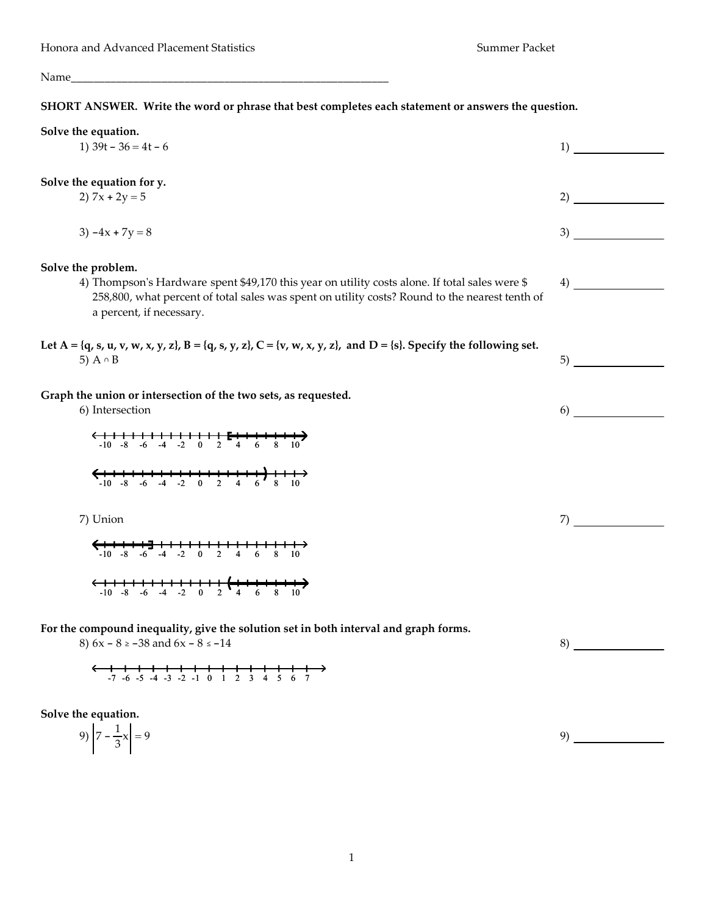Honora and Advanced Placement Statistics

Summer Packet

Name______________________________________________________

**SHORT ANSWER. Write the word or phrase that best completes each statement or answers the question.**

**Solve the equation.**

1) $39t - 36 = 4t - 6$ 1) ____________

**Solve the equation for y.**

2) $7x + 2y = 5$ 2) ____________

3) $-4x + 7y = 8$ 3) ____________

**Solve the problem.**

4) Thompson's Hardware spent $49,170 this year on utility costs alone. If total sales were $ 258,800, what percent of total sales was spent on utility costs? Round to the nearest tenth of a percent, if necessary. 4) ____________

**Let A = {q, s, u, v, w, x, y, z}, B = {q, s, y, z}, C = {v, w, x, y, z}, and D = {s}. Specify the following set.**

5) $A \cap B$ 5) ____________

**Graph the union or intersection of the two sets, as requested.**

6) Intersection 6) ____________

(Number line 1: from -10 to 10, bracket [ at 3 shaded to the right)

(Number line 2: from -10 to 10, shaded to the left, parenthesis ) at 7)

7) Union 7) ____________

(Number line 1: from -10 to 10, shaded to the left, bracket ] at -6)

(Number line 2: from -10 to 10, parenthesis ( at 3 shaded to the right)

**For the compound inequality, give the solution set in both interval and graph forms.**

8) $6x - 8 \geq -38$ and $6x - 8 \leq -14$ 8) ____________

(Number line from -7 to 7)

**Solve the equation.**

9) $\left|7 - \frac{1}{3}x\right| = 9$ 9) ____________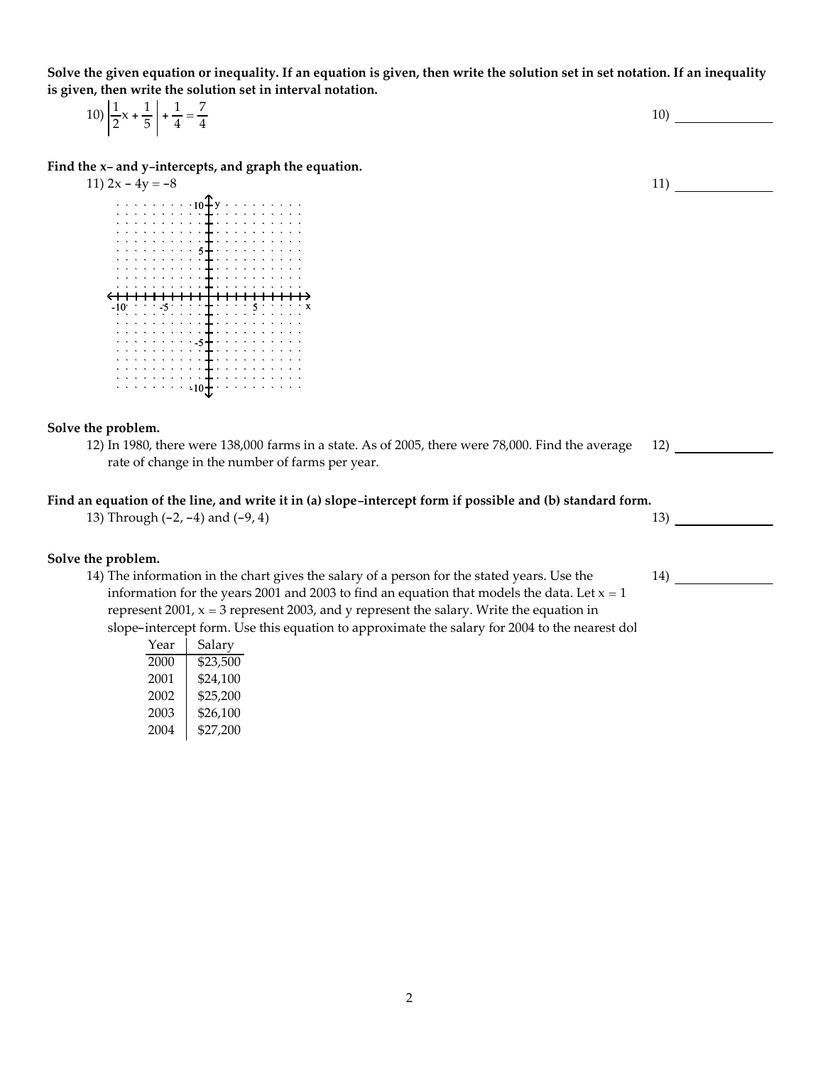**Solve the given equation or inequality. If an equation is given, then write the solution set in set notation. If an inequality is given, then write the solution set in interval notation.**

10) $\left|\frac{1}{2}x + \frac{1}{5}\right| + \frac{1}{4} = \frac{7}{4}$ 

10) _______________

**Find the x– and y–intercepts, and graph the equation.**

11) $2x - 4y = -8$

11) _______________

**Solve the problem.**

12) In 1980, there were 138,000 farms in a state. As of 2005, there were 78,000. Find the average rate of change in the number of farms per year.

12) _______________

**Find an equation of the line, and write it in (a) slope–intercept form if possible and (b) standard form.**

13) Through $(-2, -4)$ and $(-9, 4)$

13) _______________

**Solve the problem.**

14) The information in the chart gives the salary of a person for the stated years. Use the information for the years 2001 and 2003 to find an equation that models the data. Let $x = 1$ represent 2001, $x = 3$ represent 2003, and y represent the salary. Write the equation in slope–intercept form. Use this equation to approximate the salary for 2004 to the nearest dol

14) _______________

| Year | Salary |
|---|---|
| 2000 | $23,500 |
| 2001 | $24,100 |
| 2002 | $25,200 |
| 2003 | $26,100 |
| 2004 | $27,200 |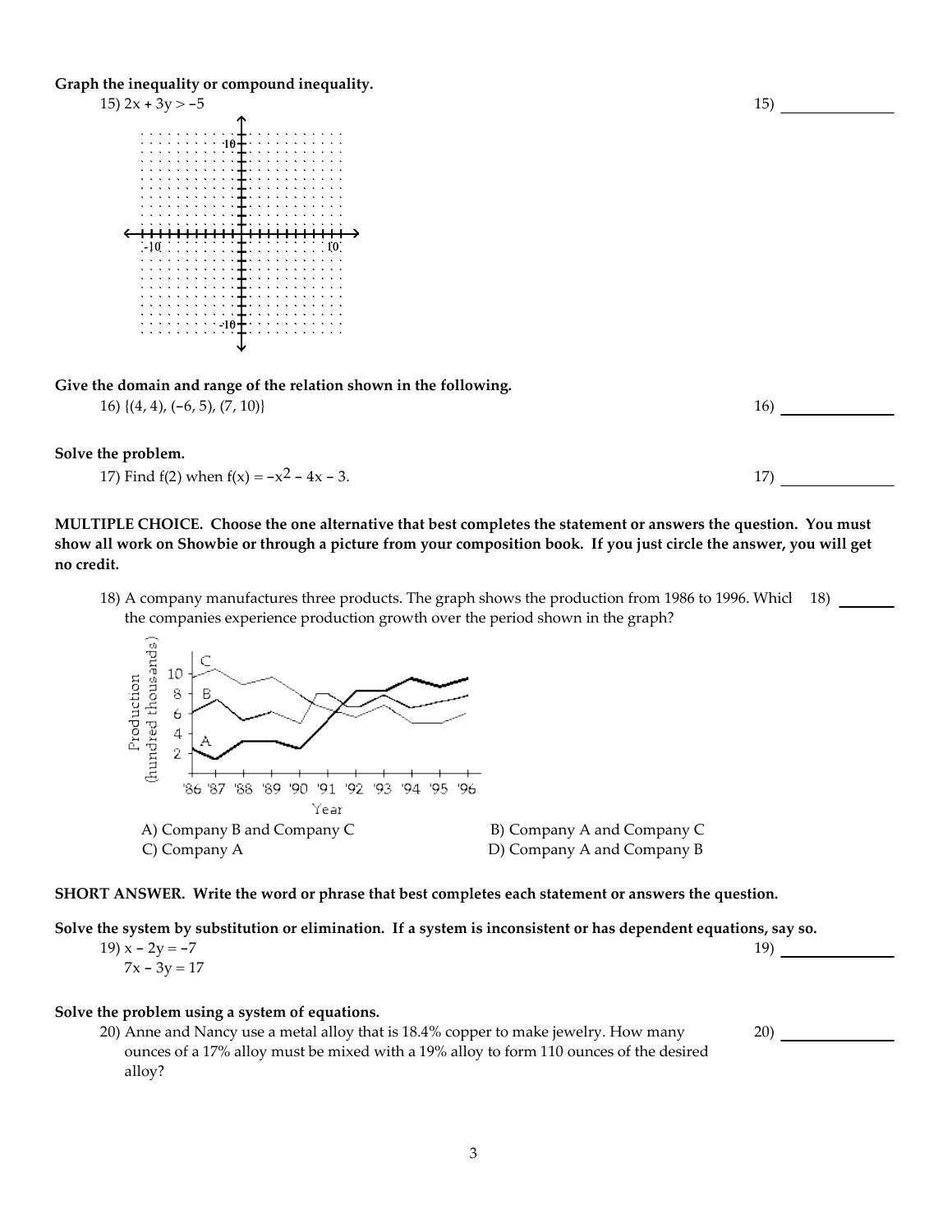**Graph the inequality or compound inequality.**

15) $2x + 3y > -5$ 15) _______________

**Give the domain and range of the relation shown in the following.**

16) $\{(4, 4), (-6, 5), (7, 10)\}$ 16) _______________

**Solve the problem.**

17) Find $f(2)$ when $f(x) = -x^2 - 4x - 3$. 17) _______________

**MULTIPLE CHOICE. Choose the one alternative that best completes the statement or answers the question. You must show all work on Showbie or through a picture from your composition book. If you just circle the answer, you will get no credit.**

18) A company manufactures three products. The graph shows the production from 1986 to 1996. Whicl the companies experience production growth over the period shown in the graph? 18) _______

A) Company B and Company C
B) Company A and Company C
C) Company A
D) Company A and Company B

**SHORT ANSWER. Write the word or phrase that best completes each statement or answers the question.**

**Solve the system by substitution or elimination. If a system is inconsistent or has dependent equations, say so.**

19) 19) _______________

$$x - 2y = -7$$
$$7x - 3y = 17$$

**Solve the problem using a system of equations.**

20) Anne and Nancy use a metal alloy that is 18.4% copper to make jewelry. How many ounces of a 17% alloy must be mixed with a 19% alloy to form 110 ounces of the desired alloy? 20) _______________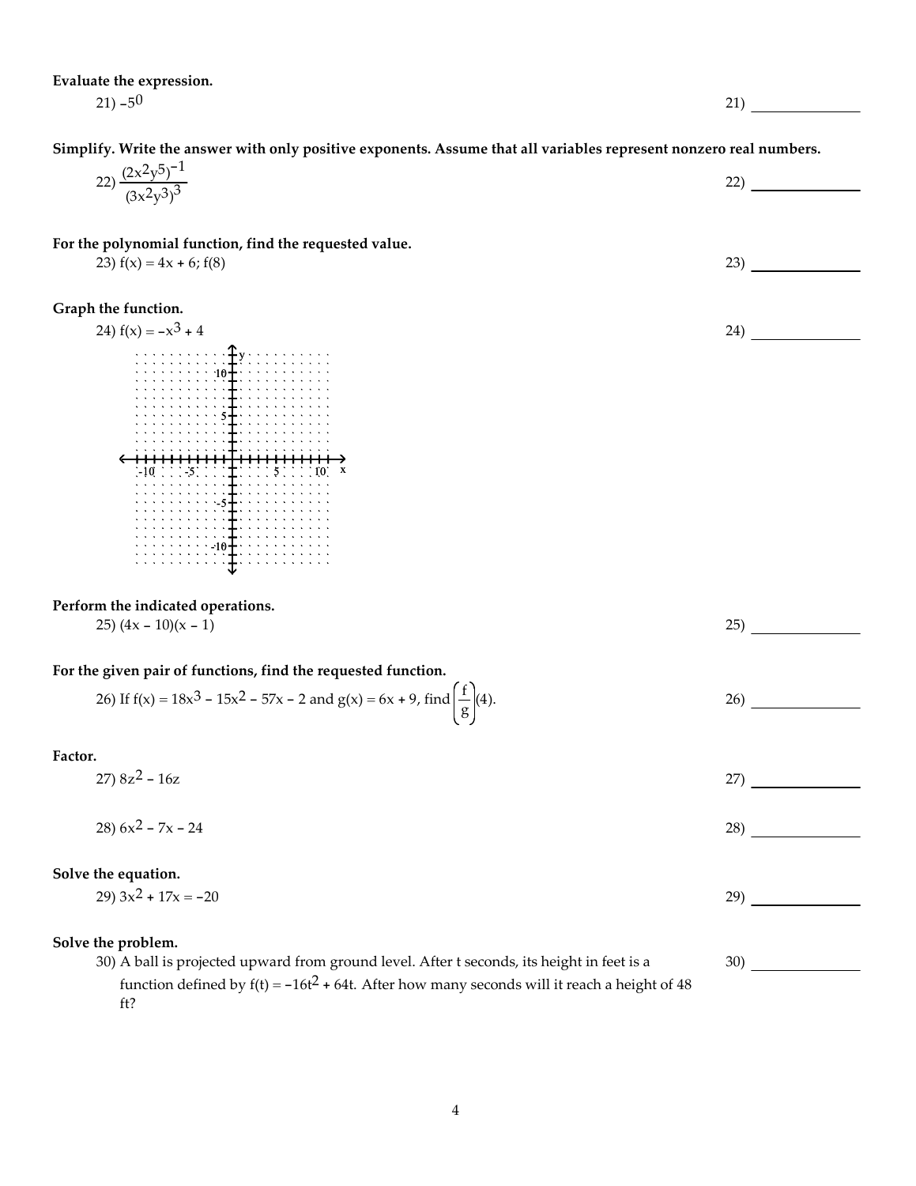**Evaluate the expression.**

21) $-5^0$ 21) ______________

**Simplify. Write the answer with only positive exponents. Assume that all variables represent nonzero real numbers.**

22) $\dfrac{(2x^2y^5)^{-1}}{(3x^2y^3)^3}$ 22) ______________

**For the polynomial function, find the requested value.**

23) $f(x) = 4x + 6;\ f(8)$ 23) ______________

**Graph the function.**

24) $f(x) = -x^3 + 4$ 24) ______________

**Perform the indicated operations.**

25) $(4x - 10)(x - 1)$ 25) ______________

**For the given pair of functions, find the requested function.**

26) If $f(x) = 18x^3 - 15x^2 - 57x - 2$ and $g(x) = 6x + 9$, find $\left(\dfrac{f}{g}\right)(4)$. 26) ______________

**Factor.**

27) $8z^2 - 16z$ 27) ______________

28) $6x^2 - 7x - 24$ 28) ______________

**Solve the equation.**

29) $3x^2 + 17x = -20$ 29) ______________

**Solve the problem.**

30) A ball is projected upward from ground level. After t seconds, its height in feet is a function defined by $f(t) = -16t^2 + 64t$. After how many seconds will it reach a height of 48 ft? 30) ______________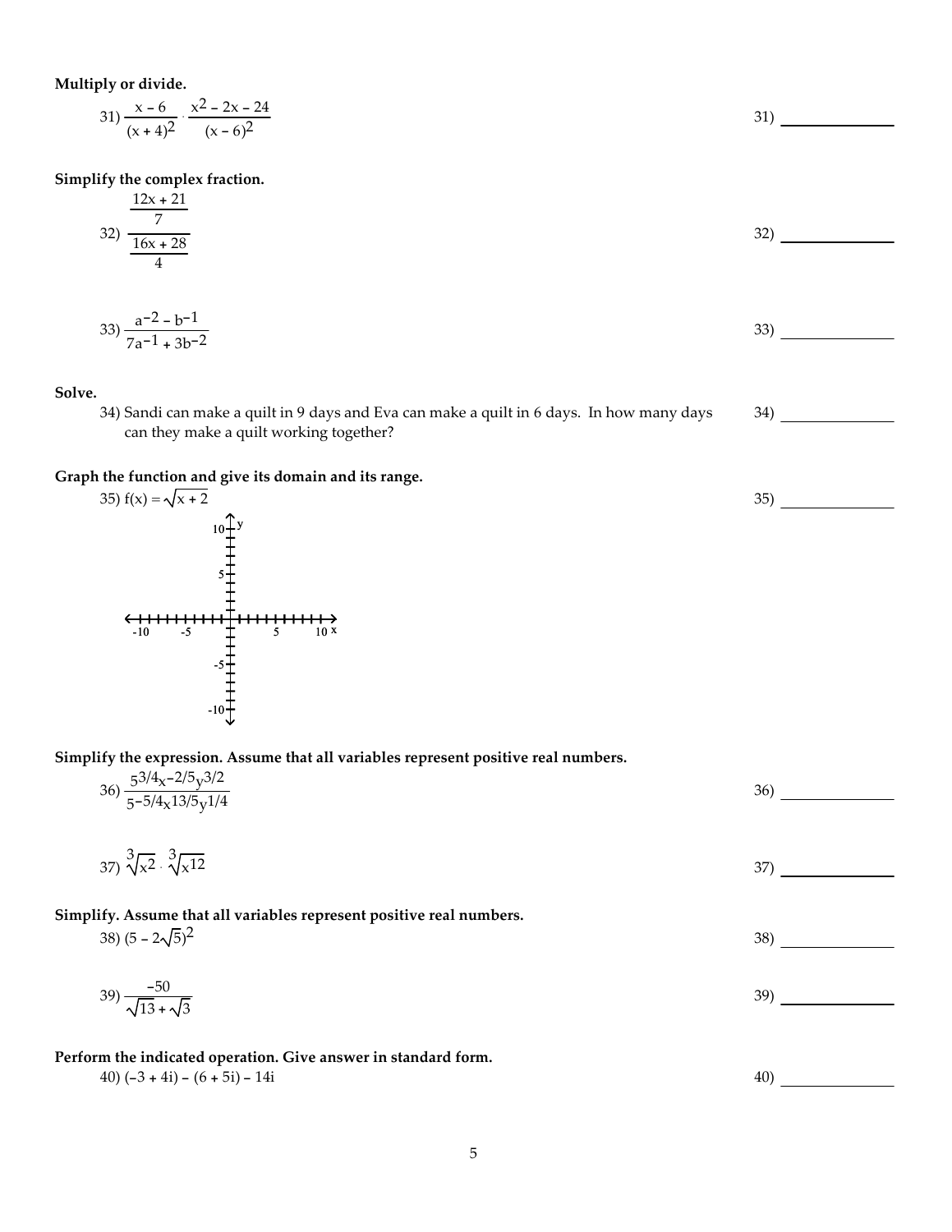**Multiply or divide.**

31) $\dfrac{x - 6}{(x + 4)^2} \cdot \dfrac{x^2 - 2x - 24}{(x - 6)^2}$ 31) ____________

**Simplify the complex fraction.**

32) $\dfrac{\dfrac{12x + 21}{7}}{\dfrac{16x + 28}{4}}$ 32) ____________

33) $\dfrac{a^{-2} - b^{-1}}{7a^{-1} + 3b^{-2}}$ 33) ____________

**Solve.**

34) Sandi can make a quilt in 9 days and Eva can make a quilt in 6 days. In how many days can they make a quilt working together? 34) ____________

**Graph the function and give its domain and its range.**

35) $f(x) = \sqrt{x + 2}$ 35) ____________

**Simplify the expression. Assume that all variables represent positive real numbers.**

36) $\dfrac{5^{3/4}x^{-2/5}y^{3/2}}{5^{-5/4}x^{13/5}y^{1/4}}$ 36) ____________

37) $\sqrt[3]{x^2} \cdot \sqrt[3]{x^{12}}$ 37) ____________

**Simplify. Assume that all variables represent positive real numbers.**

38) $(5 - 2\sqrt{5})^2$ 38) ____________

39) $\dfrac{-50}{\sqrt{13} + \sqrt{3}}$ 39) ____________

**Perform the indicated operation. Give answer in standard form.**

40) $(-3 + 4i) - (6 + 5i) - 14i$ 40) ____________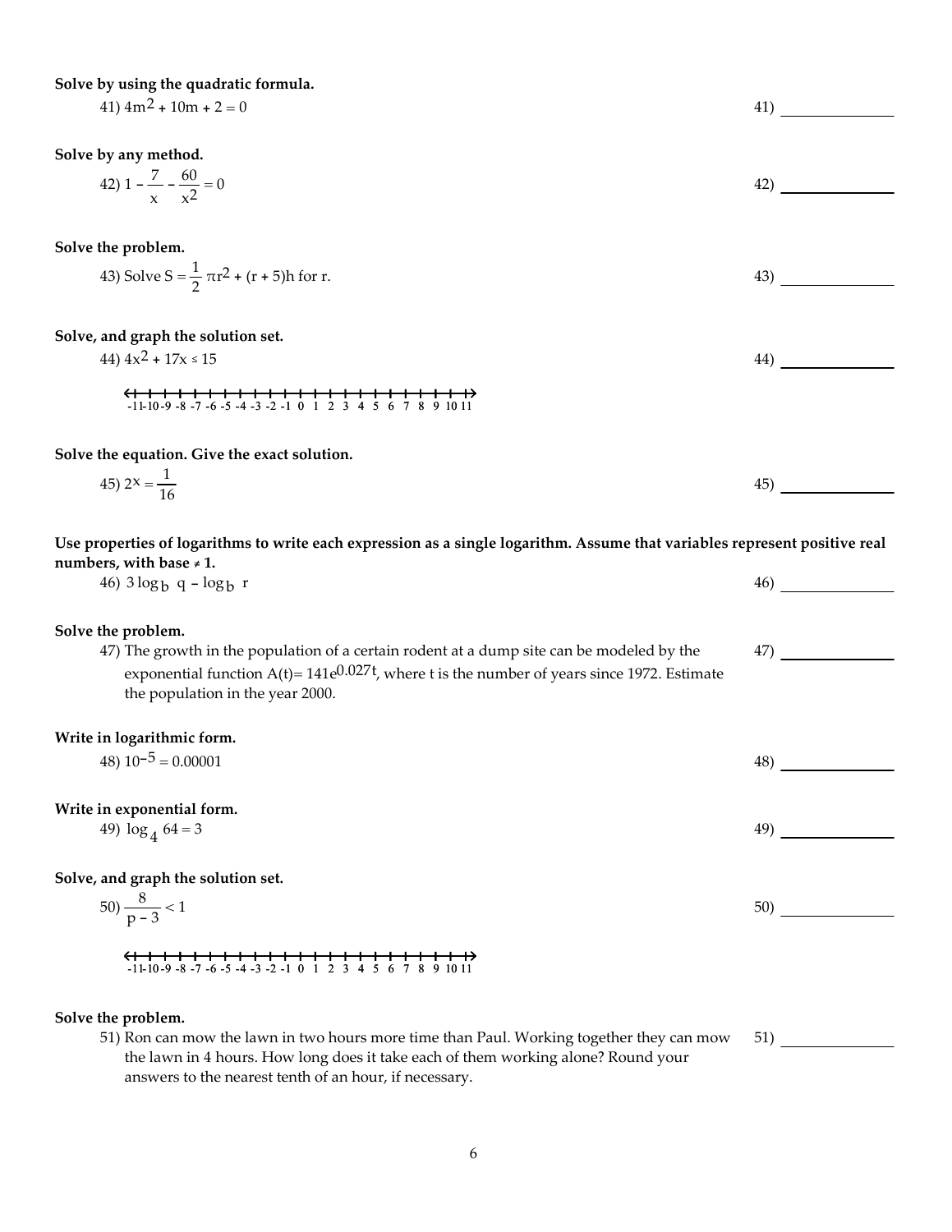**Solve by using the quadratic formula.**

41) $4m^2 + 10m + 2 = 0$ 41) ______________

**Solve by any method.**

42) $1 - \dfrac{7}{x} - \dfrac{60}{x^2} = 0$ 42) ______________

**Solve the problem.**

43) Solve $S = \dfrac{1}{2}\pi r^2 + (r + 5)h$ for r. 43) ______________

**Solve, and graph the solution set.**

44) $4x^2 + 17x \leq 15$ 44) ______________

-11 -10 -9 -8 -7 -6 -5 -4 -3 -2 -1 0 1 2 3 4 5 6 7 8 9 10 11

**Solve the equation. Give the exact solution.**

45) $2^x = \dfrac{1}{16}$ 45) ______________

**Use properties of logarithms to write each expression as a single logarithm. Assume that variables represent positive real numbers, with base ≠ 1.**

46) $3 \log_b q - \log_b r$ 46) ______________

**Solve the problem.**

47) The growth in the population of a certain rodent at a dump site can be modeled by the exponential function $A(t) = 141e^{0.027t}$, where t is the number of years since 1972. Estimate the population in the year 2000. 47) ______________

**Write in logarithmic form.**

48) $10^{-5} = 0.00001$ 48) ______________

**Write in exponential form.**

49) $\log_4 64 = 3$ 49) ______________

**Solve, and graph the solution set.**

50) $\dfrac{8}{p - 3} < 1$ 50) ______________

-11 -10 -9 -8 -7 -6 -5 -4 -3 -2 -1 0 1 2 3 4 5 6 7 8 9 10 11

**Solve the problem.**

51) Ron can mow the lawn in two hours more time than Paul. Working together they can mow the lawn in 4 hours. How long does it take each of them working alone? Round your answers to the nearest tenth of an hour, if necessary. 51) ______________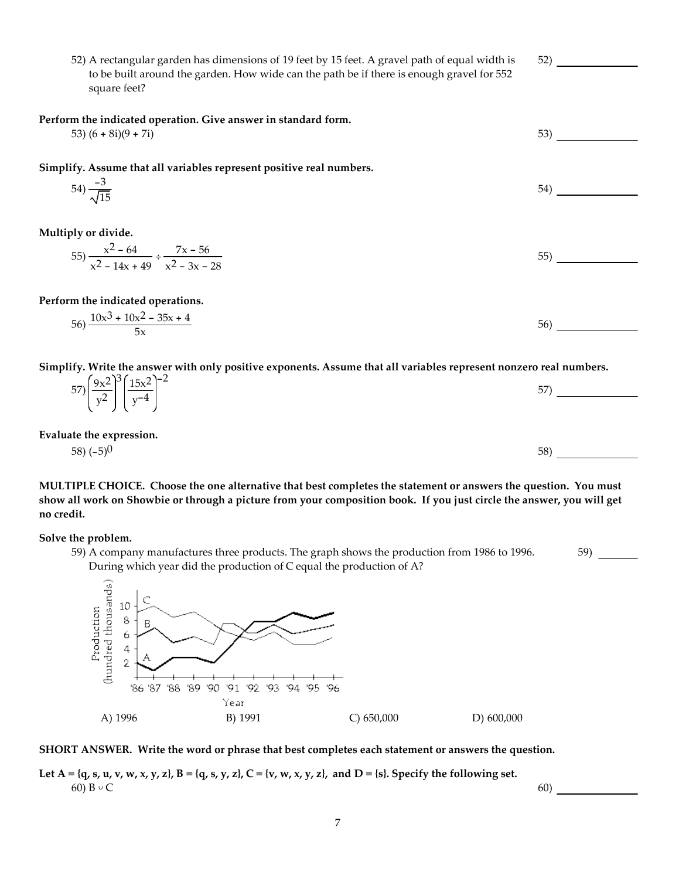52) A rectangular garden has dimensions of 19 feet by 15 feet. A gravel path of equal width is to be built around the garden. How wide can the path be if there is enough gravel for 552 square feet?

52) _______________

**Perform the indicated operation. Give answer in standard form.**

53) $(6 + 8i)(9 + 7i)$

53) _______________

**Simplify. Assume that all variables represent positive real numbers.**

54) $\dfrac{-3}{\sqrt{15}}$

54) _______________

**Multiply or divide.**

55) $\dfrac{x^2 - 64}{x^2 - 14x + 49} \div \dfrac{7x - 56}{x^2 - 3x - 28}$

55) _______________

**Perform the indicated operations.**

56) $\dfrac{10x^3 + 10x^2 - 35x + 4}{5x}$

56) _______________

**Simplify. Write the answer with only positive exponents. Assume that all variables represent nonzero real numbers.**

57) $\left(\dfrac{9x^2}{y^2}\right)^3 \left(\dfrac{15x^2}{y^{-4}}\right)^{-2}$

57) _______________

**Evaluate the expression.**

58) $(-5)^0$

58) _______________

**MULTIPLE CHOICE. Choose the one alternative that best completes the statement or answers the question. You must show all work on Showbie or through a picture from your composition book. If you just circle the answer, you will get no credit.**

**Solve the problem.**

59) A company manufactures three products. The graph shows the production from 1986 to 1996. During which year did the production of C equal the production of A?

59) _______

A) 1996 B) 1991 C) 650,000 D) 600,000

**SHORT ANSWER. Write the word or phrase that best completes each statement or answers the question.**

**Let A = {q, s, u, v, w, x, y, z}, B = {q, s, y, z}, C = {v, w, x, y, z}, and D = {s}. Specify the following set.**

60) $B \cup C$

60) _______________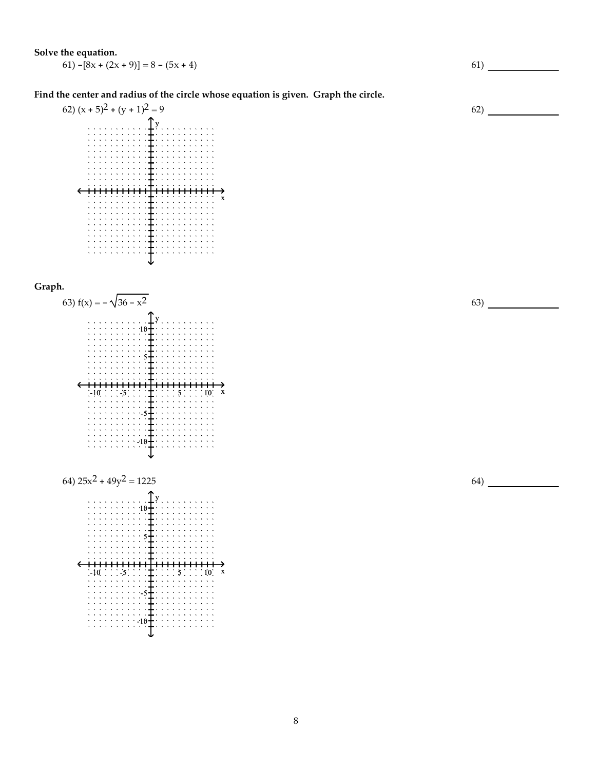**Solve the equation.**

61) $-[8x + (2x + 9)] = 8 - (5x + 4)$ 61) ______________

**Find the center and radius of the circle whose equation is given. Graph the circle.**

62) $(x + 5)^2 + (y + 1)^2 = 9$ 62) ______________

**Graph.**

63) $f(x) = -\sqrt{36 - x^2}$ 63) ______________

64) $25x^2 + 49y^2 = 1225$ 64) ______________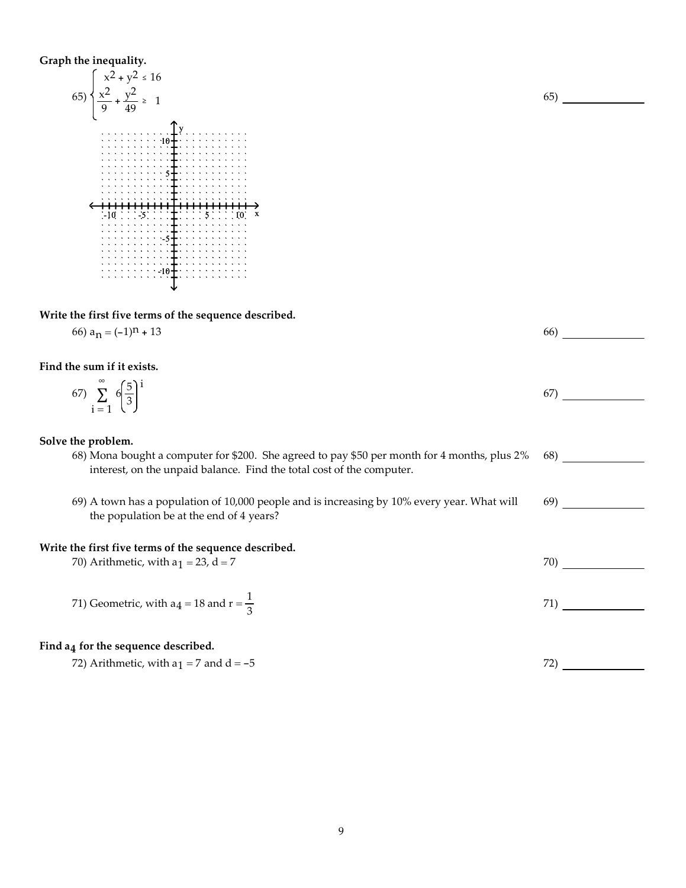**Graph the inequality.**

65) $\begin{cases} x^2 + y^2 \leq 16 \\ \dfrac{x^2}{9} + \dfrac{y^2}{49} \geq 1 \end{cases}$ 65) ______________

**Write the first five terms of the sequence described.**

66) $a_n = (-1)^n + 13$ 66) ______________

**Find the sum if it exists.**

67) $\displaystyle\sum_{i=1}^{\infty} 6\left(\frac{5}{3}\right)^i$ 67) ______________

**Solve the problem.**

68) Mona bought a computer for $200. She agreed to pay $50 per month for 4 months, plus 2% interest, on the unpaid balance. Find the total cost of the computer. 68) ______________

69) A town has a population of 10,000 people and is increasing by 10% every year. What will the population be at the end of 4 years? 69) ______________

**Write the first five terms of the sequence described.**

70) Arithmetic, with $a_1 = 23$, $d = 7$ 70) ______________

71) Geometric, with $a_4 = 18$ and $r = \frac{1}{3}$ 71) ______________

**Find $a_4$ for the sequence described.**

72) Arithmetic, with $a_1 = 7$ and $d = -5$ 72) ______________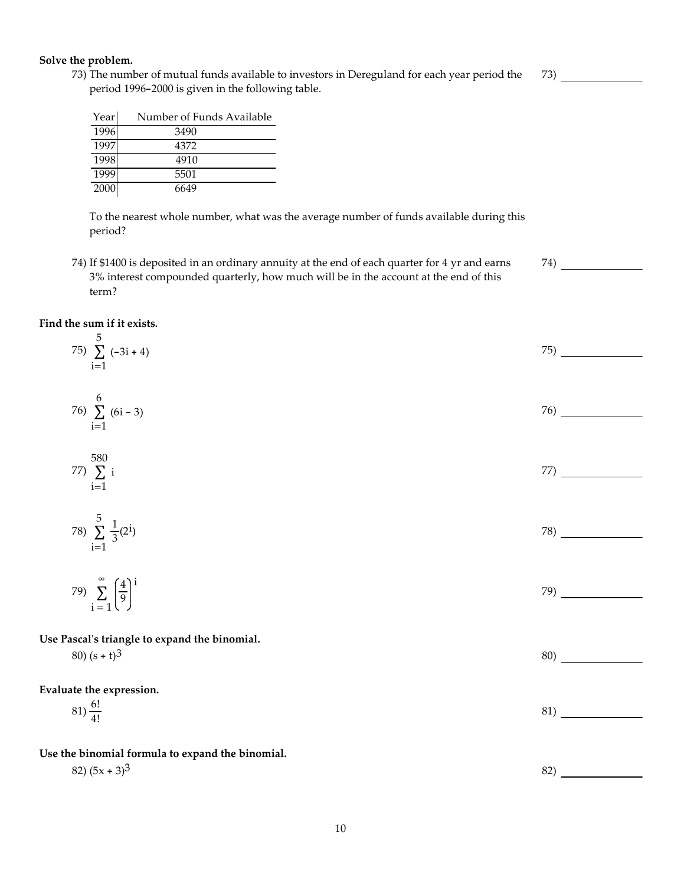**Solve the problem.**

73) The number of mutual funds available to investors in Dereguland for each year period the period 1996–2000 is given in the following table.

73) _______________

| Year | Number of Funds Available |
|---|---|
| 1996 | 3490 |
| 1997 | 4372 |
| 1998 | 4910 |
| 1999 | 5501 |
| 2000 | 6649 |

To the nearest whole number, what was the average number of funds available during this period?

74) If $1400 is deposited in an ordinary annuity at the end of each quarter for 4 yr and earns 3% interest compounded quarterly, how much will be in the account at the end of this term?

74) _______________

**Find the sum if it exists.**

75) $\sum_{i=1}^{5} (-3i + 4)$

75) _______________

76) $\sum_{i=1}^{6} (6i - 3)$

76) _______________

77) $\sum_{i=1}^{580} i$

77) _______________

78) $\sum_{i=1}^{5} \frac{1}{3}(2^i)$

78) _______________

79) $\sum_{i=1}^{\infty} \left(\frac{4}{9}\right)^i$

79) _______________

**Use Pascal's triangle to expand the binomial.**

80) $(s + t)^3$

80) _______________

**Evaluate the expression.**

81) $\frac{6!}{4!}$

81) _______________

**Use the binomial formula to expand the binomial.**

82) $(5x + 3)^3$

82) _______________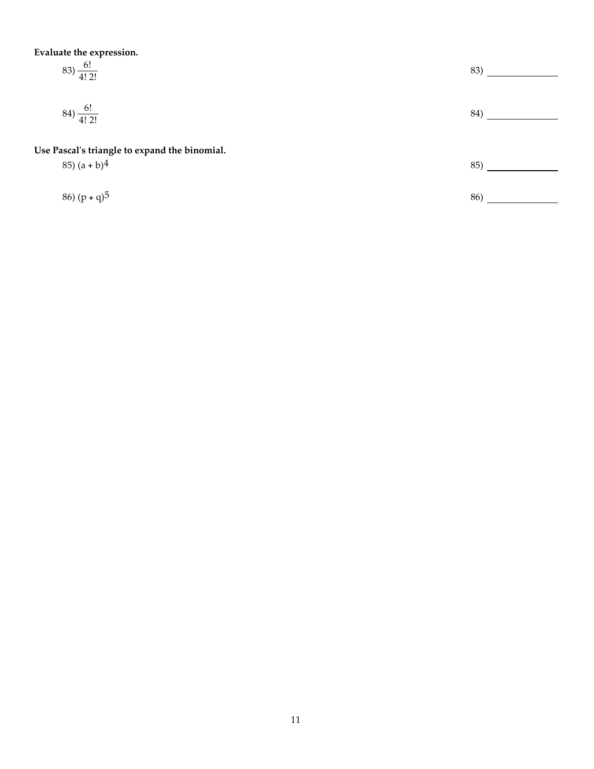**Evaluate the expression.**

83) $\frac{6!}{4!\,2!}$ 83) ______________

84) $\frac{6!}{4!\,2!}$ 84) ______________

**Use Pascal's triangle to expand the binomial.**

85) $(a + b)^4$ 85) ______________

86) $(p + q)^5$ 86) ______________